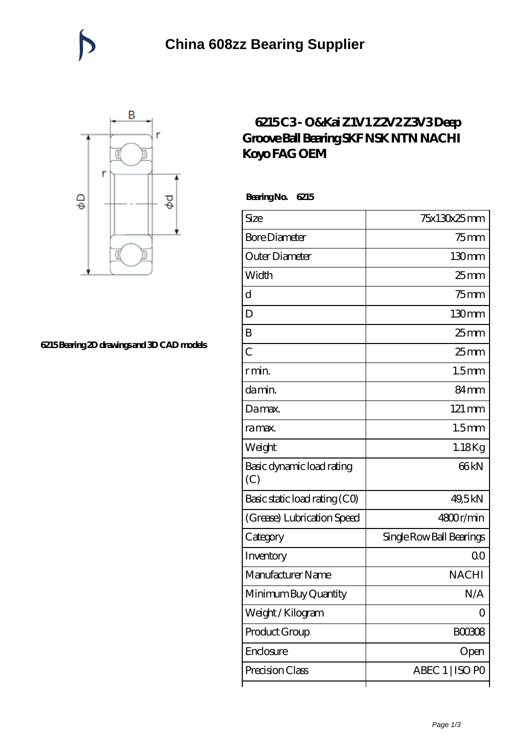# China 608zz Bearing Supplier

6215 Bearing 2D drawings and 3D CAD models

## 6215 C3 - O&Kai Z1V1 Z2V2 Z3V3 Deep Groove Ball Bearing SKF NSK NTN NACHI Koyo FAG OEM

**Bearing No. 6215**

| | |
|---|---|
| Size | 75x130x25 mm |
| Bore Diameter | 75 mm |
| Outer Diameter | 130 mm |
| Width | 25 mm |
| d | 75 mm |
| D | 130 mm |
| B | 25 mm |
| C | 25 mm |
| r min. | 1.5 mm |
| da min. | 84 mm |
| Da max. | 121 mm |
| ra max. | 1.5 mm |
| Weight | 1.18 Kg |
| Basic dynamic load rating (C) | 66 kN |
| Basic static load rating (C0) | 49,5 kN |
| (Grease) Lubrication Speed | 4800 r/min |
| Category | Single Row Ball Bearings |
| Inventory | 0.0 |
| Manufacturer Name | NACHI |
| Minimum Buy Quantity | N/A |
| Weight / Kilogram | 0 |
| Product Group | B00308 |
| Enclosure | Open |
| Precision Class | ABEC 1 \| ISO P0 |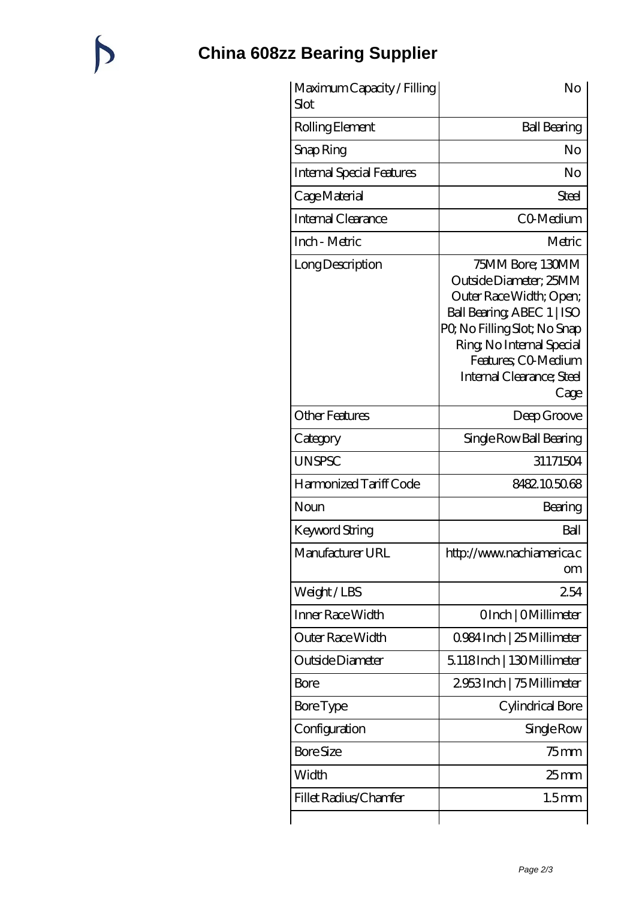# China 608zz Bearing Supplier

| Maximum Capacity / Filling Slot | No |
|---|---|
| Rolling Element | Ball Bearing |
| Snap Ring | No |
| Internal Special Features | No |
| Cage Material | Steel |
| Internal Clearance | C0-Medium |
| Inch - Metric | Metric |
| Long Description | 75MM Bore; 130MM Outside Diameter; 25MM Outer Race Width; Open; Ball Bearing; ABEC 1 \| ISO P0; No Filling Slot; No Snap Ring; No Internal Special Features; C0-Medium Internal Clearance; Steel Cage |
| Other Features | Deep Groove |
| Category | Single Row Ball Bearing |
| UNSPSC | 31171504 |
| Harmonized Tariff Code | 8482.10.50.68 |
| Noun | Bearing |
| Keyword String | Ball |
| Manufacturer URL | http://www.nachiamerica.com |
| Weight / LBS | 2.54 |
| Inner Race Width | 0 Inch \| 0 Millimeter |
| Outer Race Width | 0.984 Inch \| 25 Millimeter |
| Outside Diameter | 5.118 Inch \| 130 Millimeter |
| Bore | 2.953 Inch \| 75 Millimeter |
| Bore Type | Cylindrical Bore |
| Configuration | Single Row |
| Bore Size | 75 mm |
| Width | 25 mm |
| Fillet Radius/Chamfer | 1.5 mm |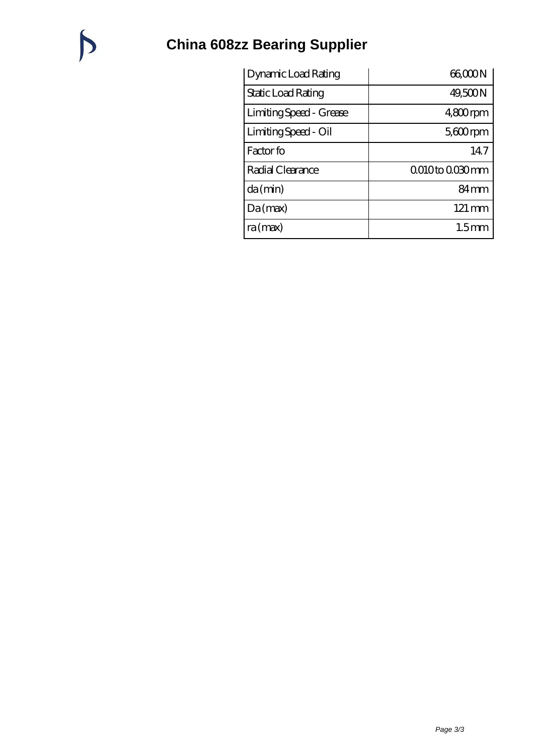# China 608zz Bearing Supplier

| | |
|---|---|
| Dynamic Load Rating | 66,000 N |
| Static Load Rating | 49,500 N |
| Limiting Speed - Grease | 4,800 rpm |
| Limiting Speed - Oil | 5,600 rpm |
| Factor fo | 14.7 |
| Radial Clearance | 0.010 to 0.030 mm |
| da (min) | 84 mm |
| Da (max) | 121 mm |
| ra (max) | 1.5 mm |